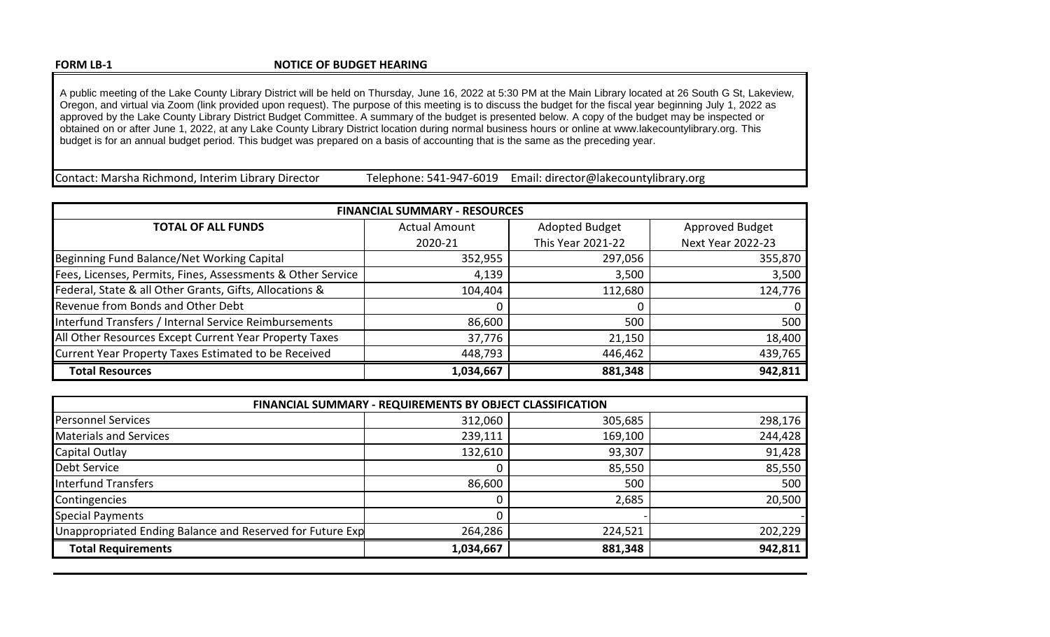**FORM LB-1**

## NOTICE OF BUDGET HEARING

A public meeting of the Lake County Library District will be held on Thursday, June 16, 2022 at 5:30 PM at the Main Library located at 26 South G St, Lakeview, Oregon, and virtual via Zoom (link provided upon request). The purpose of this meeting is to discuss the budget for the fiscal year beginning July 1, 2022 as approved by the Lake County Library District Budget Committee. A summary of the budget is presented below. A copy of the budget may be inspected or obtained on or after June 1, 2022, at any Lake County Library District location during normal business hours or online at www.lakecountylibrary.org. This budget is for an annual budget period. This budget was prepared on a basis of accounting that is the same as the preceding year.

Contact: Marsha Richmond, Interim Library Director | Telephone: 541-947-6019 | Email: director@lakecountylibrary.org

| FINANCIAL SUMMARY - RESOURCES | | | |
|---|---|---|---|
| **TOTAL OF ALL FUNDS** | Actual Amount 2020-21 | Adopted Budget This Year 2021-22 | Approved Budget Next Year 2022-23 |
| Beginning Fund Balance/Net Working Capital | 352,955 | 297,056 | 355,870 |
| Fees, Licenses, Permits, Fines, Assessments & Other Service | 4,139 | 3,500 | 3,500 |
| Federal, State & all Other Grants, Gifts, Allocations & | 104,404 | 112,680 | 124,776 |
| Revenue from Bonds and Other Debt | 0 | 0 | 0 |
| Interfund Transfers / Internal Service Reimbursements | 86,600 | 500 | 500 |
| All Other Resources Except Current Year Property Taxes | 37,776 | 21,150 | 18,400 |
| Current Year Property Taxes Estimated to be Received | 448,793 | 446,462 | 439,765 |
| **Total Resources** | **1,034,667** | **881,348** | **942,811** |

| FINANCIAL SUMMARY - REQUIREMENTS BY OBJECT CLASSIFICATION | | | |
|---|---|---|---|
| Personnel Services | 312,060 | 305,685 | 298,176 |
| Materials and Services | 239,111 | 169,100 | 244,428 |
| Capital Outlay | 132,610 | 93,307 | 91,428 |
| Debt Service | 0 | 85,550 | 85,550 |
| Interfund Transfers | 86,600 | 500 | 500 |
| Contingencies | 0 | 2,685 | 20,500 |
| Special Payments | 0 | - | - |
| Unappropriated Ending Balance and Reserved for Future Exp | 264,286 | 224,521 | 202,229 |
| **Total Requirements** | **1,034,667** | **881,348** | **942,811** |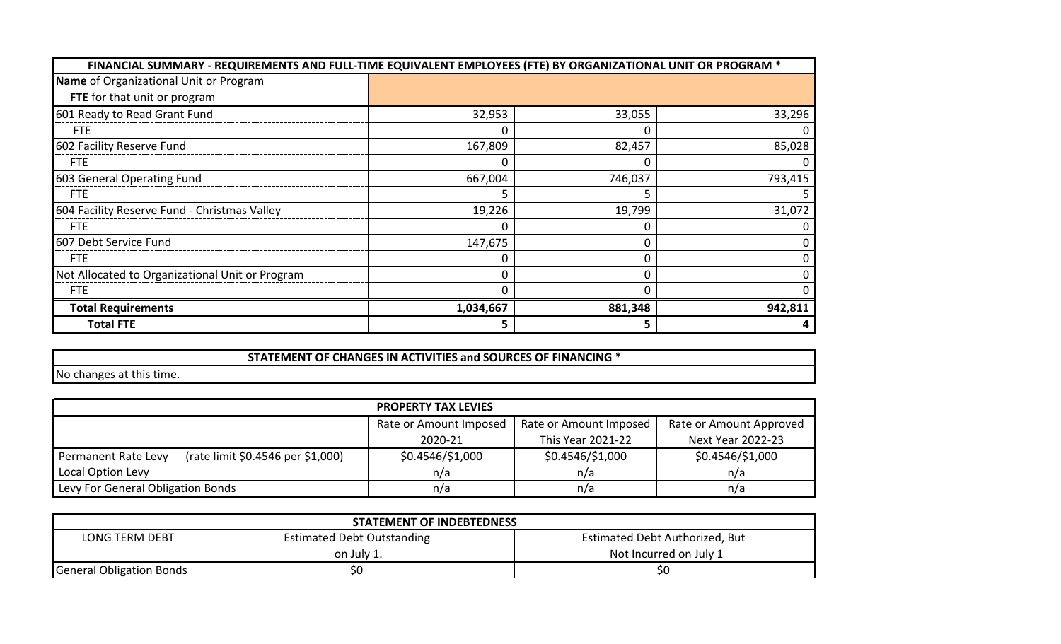| FINANCIAL SUMMARY - REQUIREMENTS AND FULL-TIME EQUIVALENT EMPLOYEES (FTE) BY ORGANIZATIONAL UNIT OR PROGRAM * | | | |
|---|---|---|---|
| **Name** of Organizational Unit or Program<br>**FTE** for that unit or program | | | |
| 601 Ready to Read Grant Fund | 32,953 | 33,055 | 33,296 |
| FTE | 0 | 0 | 0 |
| 602 Facility Reserve Fund | 167,809 | 82,457 | 85,028 |
| FTE | 0 | 0 | 0 |
| 603 General Operating Fund | 667,004 | 746,037 | 793,415 |
| FTE | 5 | 5 | 5 |
| 604 Facility Reserve Fund - Christmas Valley | 19,226 | 19,799 | 31,072 |
| FTE | 0 | 0 | 0 |
| 607 Debt Service Fund | 147,675 | 0 | 0 |
| FTE | 0 | 0 | 0 |
| Not Allocated to Organizational Unit or Program | 0 | 0 | 0 |
| FTE | 0 | 0 | 0 |
| **Total Requirements** | **1,034,667** | **881,348** | **942,811** |
| **Total FTE** | **5** | **5** | **4** |

| STATEMENT OF CHANGES IN ACTIVITIES and SOURCES OF FINANCING * |
|---|
| No changes at this time. |

| PROPERTY TAX LEVIES | | | |
|---|---|---|---|
| | Rate or Amount Imposed<br>2020-21 | Rate or Amount Imposed<br>This Year 2021-22 | Rate or Amount Approved<br>Next Year 2022-23 |
| Permanent Rate Levy (rate limit $0.4546 per $1,000) | $0.4546/$1,000 | $0.4546/$1,000 | $0.4546/$1,000 |
| Local Option Levy | n/a | n/a | n/a |
| Levy For General Obligation Bonds | n/a | n/a | n/a |

| STATEMENT OF INDEBTEDNESS | | |
|---|---|---|
| LONG TERM DEBT | Estimated Debt Outstanding<br>on July 1. | Estimated Debt Authorized, But<br>Not Incurred on July 1 |
| General Obligation Bonds | $0 | $0 |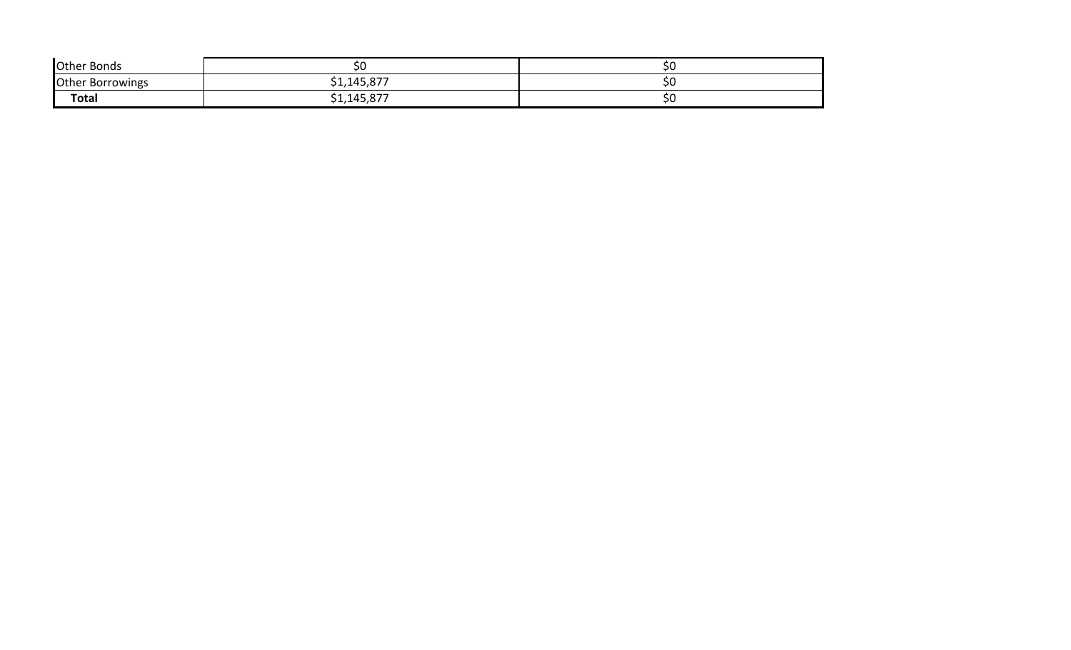| | | |
|---|---|---|
| Other Bonds | $0 | $0 |
| Other Borrowings | $1,145,877 | $0 |
| **Total** | $1,145,877 | $0 |